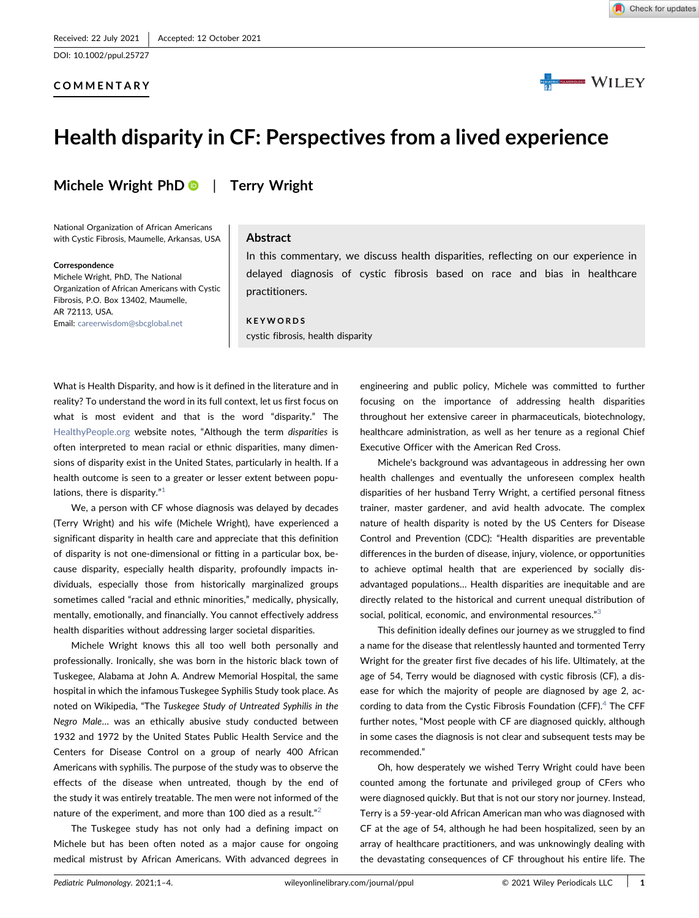Received: 22 July 2021 | Accepted: 12 October 2021

DOI: 10.1002/ppul.25727

COMMENTARY

# Health disparity in CF: Perspectives from a lived experience

**Michele Wright PhD** | **Terry Wright**

National Organization of African Americans with Cystic Fibrosis, Maumelle, Arkansas, USA

**Correspondence**
Michele Wright, PhD, The National Organization of African Americans with Cystic Fibrosis, P.O. Box 13402, Maumelle, AR 72113, USA.
Email: careerwisdom@sbcglobal.net

## Abstract

In this commentary, we discuss health disparities, reflecting on our experience in delayed diagnosis of cystic fibrosis based on race and bias in healthcare practitioners.

**KEYWORDS**

cystic fibrosis, health disparity

What is Health Disparity, and how is it defined in the literature and in reality? To understand the word in its full context, let us first focus on what is most evident and that is the word "disparity." The HealthyPeople.org website notes, "Although the term *disparities* is often interpreted to mean racial or ethnic disparities, many dimensions of disparity exist in the United States, particularly in health. If a health outcome is seen to a greater or lesser extent between populations, there is disparity."[1]

We, a person with CF whose diagnosis was delayed by decades (Terry Wright) and his wife (Michele Wright), have experienced a significant disparity in health care and appreciate that this definition of disparity is not one-dimensional or fitting in a particular box, because disparity, especially health disparity, profoundly impacts individuals, especially those from historically marginalized groups sometimes called "racial and ethnic minorities," medically, physically, mentally, emotionally, and financially. You cannot effectively address health disparities without addressing larger societal disparities.

Michele Wright knows this all too well both personally and professionally. Ironically, she was born in the historic black town of Tuskegee, Alabama at John A. Andrew Memorial Hospital, the same hospital in which the infamous Tuskegee Syphilis Study took place. As noted on Wikipedia, "The *Tuskegee Study of Untreated Syphilis in the Negro Male*… was an ethically abusive study conducted between 1932 and 1972 by the United States Public Health Service and the Centers for Disease Control on a group of nearly 400 African Americans with syphilis. The purpose of the study was to observe the effects of the disease when untreated, though by the end of the study it was entirely treatable. The men were not informed of the nature of the experiment, and more than 100 died as a result."[2]

The Tuskegee study has not only had a defining impact on Michele but has been often noted as a major cause for ongoing medical mistrust by African Americans. With advanced degrees in engineering and public policy, Michele was committed to further focusing on the importance of addressing health disparities throughout her extensive career in pharmaceuticals, biotechnology, healthcare administration, as well as her tenure as a regional Chief Executive Officer with the American Red Cross.

Michele's background was advantageous in addressing her own health challenges and eventually the unforeseen complex health disparities of her husband Terry Wright, a certified personal fitness trainer, master gardener, and avid health advocate. The complex nature of health disparity is noted by the US Centers for Disease Control and Prevention (CDC): "Health disparities are preventable differences in the burden of disease, injury, violence, or opportunities to achieve optimal health that are experienced by socially disadvantaged populations… Health disparities are inequitable and are directly related to the historical and current unequal distribution of social, political, economic, and environmental resources."[3]

This definition ideally defines our journey as we struggled to find a name for the disease that relentlessly haunted and tormented Terry Wright for the greater first five decades of his life. Ultimately, at the age of 54, Terry would be diagnosed with cystic fibrosis (CF), a disease for which the majority of people are diagnosed by age 2, according to data from the Cystic Fibrosis Foundation (CFF).[4] The CFF further notes, "Most people with CF are diagnosed quickly, although in some cases the diagnosis is not clear and subsequent tests may be recommended."

Oh, how desperately we wished Terry Wright could have been counted among the fortunate and privileged group of CFers who were diagnosed quickly. But that is not our story nor journey. Instead, Terry is a 59-year-old African American man who was diagnosed with CF at the age of 54, although he had been hospitalized, seen by an array of healthcare practitioners, and was unknowingly dealing with the devastating consequences of CF throughout his entire life. The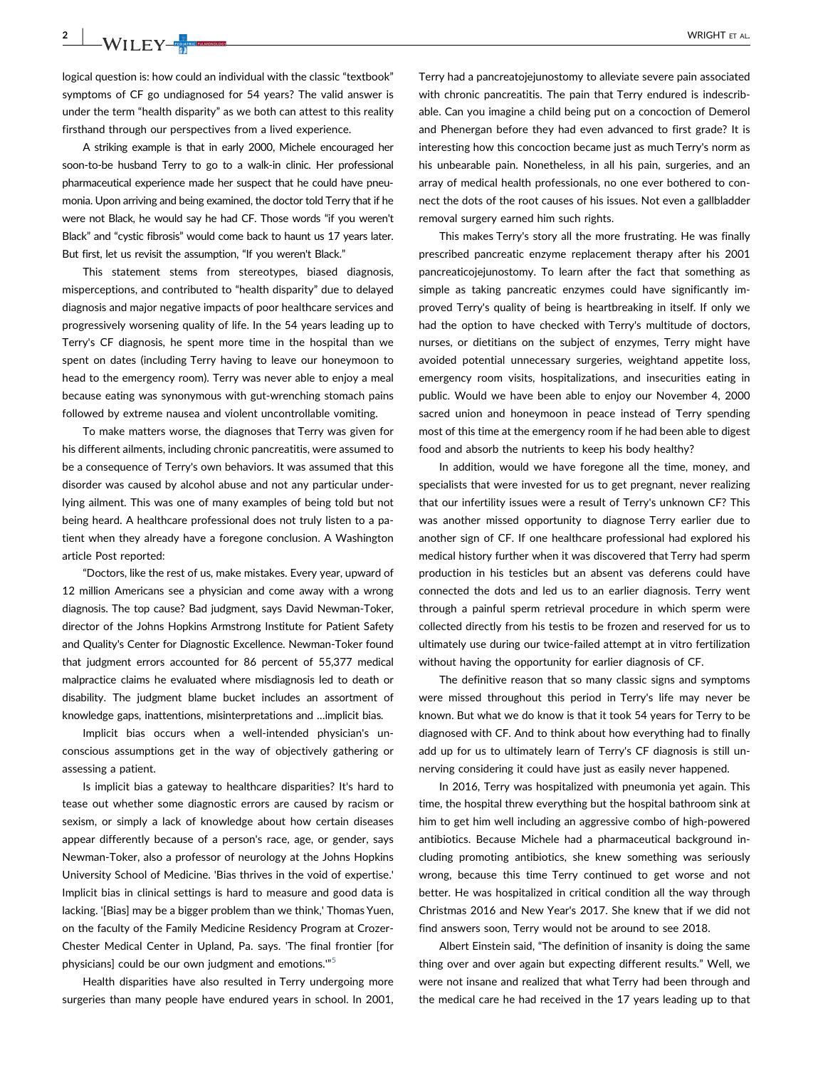logical question is: how could an individual with the classic "textbook" symptoms of CF go undiagnosed for 54 years? The valid answer is under the term "health disparity" as we both can attest to this reality firsthand through our perspectives from a lived experience.

A striking example is that in early 2000, Michele encouraged her soon-to-be husband Terry to go to a walk-in clinic. Her professional pharmaceutical experience made her suspect that he could have pneumonia. Upon arriving and being examined, the doctor told Terry that if he were not Black, he would say he had CF. Those words "if you weren't Black" and "cystic fibrosis" would come back to haunt us 17 years later. But first, let us revisit the assumption, "If you weren't Black."

This statement stems from stereotypes, biased diagnosis, misperceptions, and contributed to "health disparity" due to delayed diagnosis and major negative impacts of poor healthcare services and progressively worsening quality of life. In the 54 years leading up to Terry's CF diagnosis, he spent more time in the hospital than we spent on dates (including Terry having to leave our honeymoon to head to the emergency room). Terry was never able to enjoy a meal because eating was synonymous with gut-wrenching stomach pains followed by extreme nausea and violent uncontrollable vomiting.

To make matters worse, the diagnoses that Terry was given for his different ailments, including chronic pancreatitis, were assumed to be a consequence of Terry's own behaviors. It was assumed that this disorder was caused by alcohol abuse and not any particular underlying ailment. This was one of many examples of being told but not being heard. A healthcare professional does not truly listen to a patient when they already have a foregone conclusion. A Washington article Post reported:

"Doctors, like the rest of us, make mistakes. Every year, upward of 12 million Americans see a physician and come away with a wrong diagnosis. The top cause? Bad judgment, says David Newman-Toker, director of the Johns Hopkins Armstrong Institute for Patient Safety and Quality's Center for Diagnostic Excellence. Newman-Toker found that judgment errors accounted for 86 percent of 55,377 medical malpractice claims he evaluated where misdiagnosis led to death or disability. The judgment blame bucket includes an assortment of knowledge gaps, inattentions, misinterpretations and …implicit bias.

Implicit bias occurs when a well-intended physician's unconscious assumptions get in the way of objectively gathering or assessing a patient.

Is implicit bias a gateway to healthcare disparities? It's hard to tease out whether some diagnostic errors are caused by racism or sexism, or simply a lack of knowledge about how certain diseases appear differently because of a person's race, age, or gender, says Newman-Toker, also a professor of neurology at the Johns Hopkins University School of Medicine. 'Bias thrives in the void of expertise.' Implicit bias in clinical settings is hard to measure and good data is lacking. '[Bias] may be a bigger problem than we think,' Thomas Yuen, on the faculty of the Family Medicine Residency Program at Crozer-Chester Medical Center in Upland, Pa. says. 'The final frontier [for physicians] could be our own judgment and emotions.'"[5]

Health disparities have also resulted in Terry undergoing more surgeries than many people have endured years in school. In 2001, Terry had a pancreatojejunostomy to alleviate severe pain associated with chronic pancreatitis. The pain that Terry endured is indescribable. Can you imagine a child being put on a concoction of Demerol and Phenergan before they had even advanced to first grade? It is interesting how this concoction became just as much Terry's norm as his unbearable pain. Nonetheless, in all his pain, surgeries, and an array of medical health professionals, no one ever bothered to connect the dots of the root causes of his issues. Not even a gallbladder removal surgery earned him such rights.

This makes Terry's story all the more frustrating. He was finally prescribed pancreatic enzyme replacement therapy after his 2001 pancreaticojejunostomy. To learn after the fact that something as simple as taking pancreatic enzymes could have significantly improved Terry's quality of being is heartbreaking in itself. If only we had the option to have checked with Terry's multitude of doctors, nurses, or dietitians on the subject of enzymes, Terry might have avoided potential unnecessary surgeries, weightand appetite loss, emergency room visits, hospitalizations, and insecurities eating in public. Would we have been able to enjoy our November 4, 2000 sacred union and honeymoon in peace instead of Terry spending most of this time at the emergency room if he had been able to digest food and absorb the nutrients to keep his body healthy?

In addition, would we have foregone all the time, money, and specialists that were invested for us to get pregnant, never realizing that our infertility issues were a result of Terry's unknown CF? This was another missed opportunity to diagnose Terry earlier due to another sign of CF. If one healthcare professional had explored his medical history further when it was discovered that Terry had sperm production in his testicles but an absent vas deferens could have connected the dots and led us to an earlier diagnosis. Terry went through a painful sperm retrieval procedure in which sperm were collected directly from his testis to be frozen and reserved for us to ultimately use during our twice-failed attempt at in vitro fertilization without having the opportunity for earlier diagnosis of CF.

The definitive reason that so many classic signs and symptoms were missed throughout this period in Terry's life may never be known. But what we do know is that it took 54 years for Terry to be diagnosed with CF. And to think about how everything had to finally add up for us to ultimately learn of Terry's CF diagnosis is still unnerving considering it could have just as easily never happened.

In 2016, Terry was hospitalized with pneumonia yet again. This time, the hospital threw everything but the hospital bathroom sink at him to get him well including an aggressive combo of high-powered antibiotics. Because Michele had a pharmaceutical background including promoting antibiotics, she knew something was seriously wrong, because this time Terry continued to get worse and not better. He was hospitalized in critical condition all the way through Christmas 2016 and New Year's 2017. She knew that if we did not find answers soon, Terry would not be around to see 2018.

Albert Einstein said, "The definition of insanity is doing the same thing over and over again but expecting different results." Well, we were not insane and realized that what Terry had been through and the medical care he had received in the 17 years leading up to that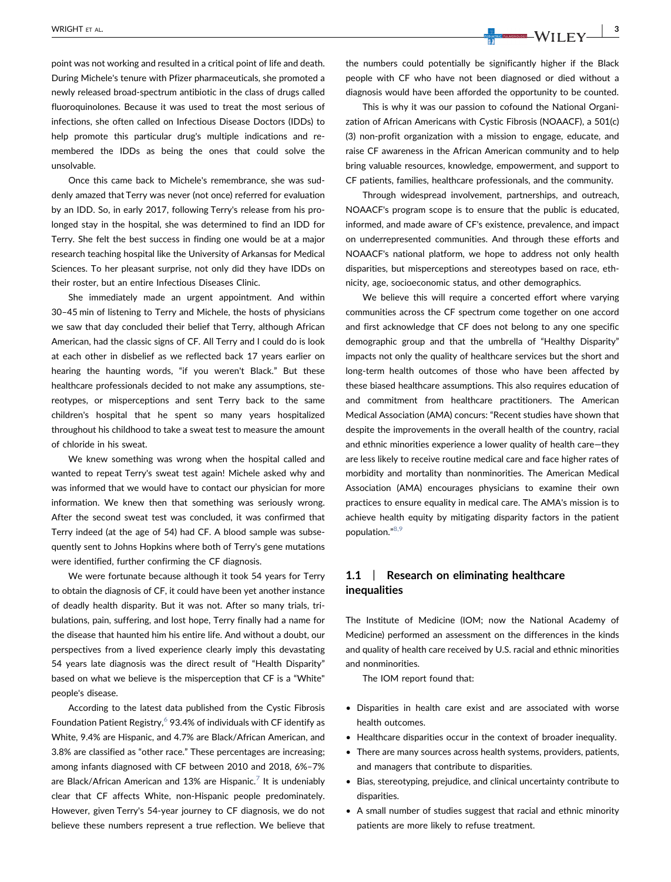point was not working and resulted in a critical point of life and death. During Michele's tenure with Pfizer pharmaceuticals, she promoted a newly released broad-spectrum antibiotic in the class of drugs called fluoroquinolones. Because it was used to treat the most serious of infections, she often called on Infectious Disease Doctors (IDDs) to help promote this particular drug's multiple indications and remembered the IDDs as being the ones that could solve the unsolvable.

Once this came back to Michele's remembrance, she was suddenly amazed that Terry was never (not once) referred for evaluation by an IDD. So, in early 2017, following Terry's release from his prolonged stay in the hospital, she was determined to find an IDD for Terry. She felt the best success in finding one would be at a major research teaching hospital like the University of Arkansas for Medical Sciences. To her pleasant surprise, not only did they have IDDs on their roster, but an entire Infectious Diseases Clinic.

She immediately made an urgent appointment. And within 30–45 min of listening to Terry and Michele, the hosts of physicians we saw that day concluded their belief that Terry, although African American, had the classic signs of CF. All Terry and I could do is look at each other in disbelief as we reflected back 17 years earlier on hearing the haunting words, "if you weren't Black." But these healthcare professionals decided to not make any assumptions, stereotypes, or misperceptions and sent Terry back to the same children's hospital that he spent so many years hospitalized throughout his childhood to take a sweat test to measure the amount of chloride in his sweat.

We knew something was wrong when the hospital called and wanted to repeat Terry's sweat test again! Michele asked why and was informed that we would have to contact our physician for more information. We knew then that something was seriously wrong. After the second sweat test was concluded, it was confirmed that Terry indeed (at the age of 54) had CF. A blood sample was subsequently sent to Johns Hopkins where both of Terry's gene mutations were identified, further confirming the CF diagnosis.

We were fortunate because although it took 54 years for Terry to obtain the diagnosis of CF, it could have been yet another instance of deadly health disparity. But it was not. After so many trials, tribulations, pain, suffering, and lost hope, Terry finally had a name for the disease that haunted him his entire life. And without a doubt, our perspectives from a lived experience clearly imply this devastating 54 years late diagnosis was the direct result of "Health Disparity" based on what we believe is the misperception that CF is a "White" people's disease.

According to the latest data published from the Cystic Fibrosis Foundation Patient Registry,[6] 93.4% of individuals with CF identify as White, 9.4% are Hispanic, and 4.7% are Black/African American, and 3.8% are classified as "other race." These percentages are increasing; among infants diagnosed with CF between 2010 and 2018, 6%–7% are Black/African American and 13% are Hispanic.[7] It is undeniably clear that CF affects White, non-Hispanic people predominately. However, given Terry's 54-year journey to CF diagnosis, we do not believe these numbers represent a true reflection. We believe that the numbers could potentially be significantly higher if the Black people with CF who have not been diagnosed or died without a diagnosis would have been afforded the opportunity to be counted.

This is why it was our passion to cofound the National Organization of African Americans with Cystic Fibrosis (NOAACF), a 501(c)(3) non-profit organization with a mission to engage, educate, and raise CF awareness in the African American community and to help bring valuable resources, knowledge, empowerment, and support to CF patients, families, healthcare professionals, and the community.

Through widespread involvement, partnerships, and outreach, NOAACF's program scope is to ensure that the public is educated, informed, and made aware of CF's existence, prevalence, and impact on underrepresented communities. And through these efforts and NOAACF's national platform, we hope to address not only health disparities, but misperceptions and stereotypes based on race, ethnicity, age, socioeconomic status, and other demographics.

We believe this will require a concerted effort where varying communities across the CF spectrum come together on one accord and first acknowledge that CF does not belong to any one specific demographic group and that the umbrella of "Healthy Disparity" impacts not only the quality of healthcare services but the short and long-term health outcomes of those who have been affected by these biased healthcare assumptions. This also requires education of and commitment from healthcare practitioners. The American Medical Association (AMA) concurs: "Recent studies have shown that despite the improvements in the overall health of the country, racial and ethnic minorities experience a lower quality of health care—they are less likely to receive routine medical care and face higher rates of morbidity and mortality than nonminorities. The American Medical Association (AMA) encourages physicians to examine their own practices to ensure equality in medical care. The AMA's mission is to achieve health equity by mitigating disparity factors in the patient population."[8,9]

## 1.1 | Research on eliminating healthcare inequalities

The Institute of Medicine (IOM; now the National Academy of Medicine) performed an assessment on the differences in the kinds and quality of health care received by U.S. racial and ethnic minorities and nonminorities.

The IOM report found that:

- Disparities in health care exist and are associated with worse health outcomes.
- Healthcare disparities occur in the context of broader inequality.
- There are many sources across health systems, providers, patients, and managers that contribute to disparities.
- Bias, stereotyping, prejudice, and clinical uncertainty contribute to disparities.
- A small number of studies suggest that racial and ethnic minority patients are more likely to refuse treatment.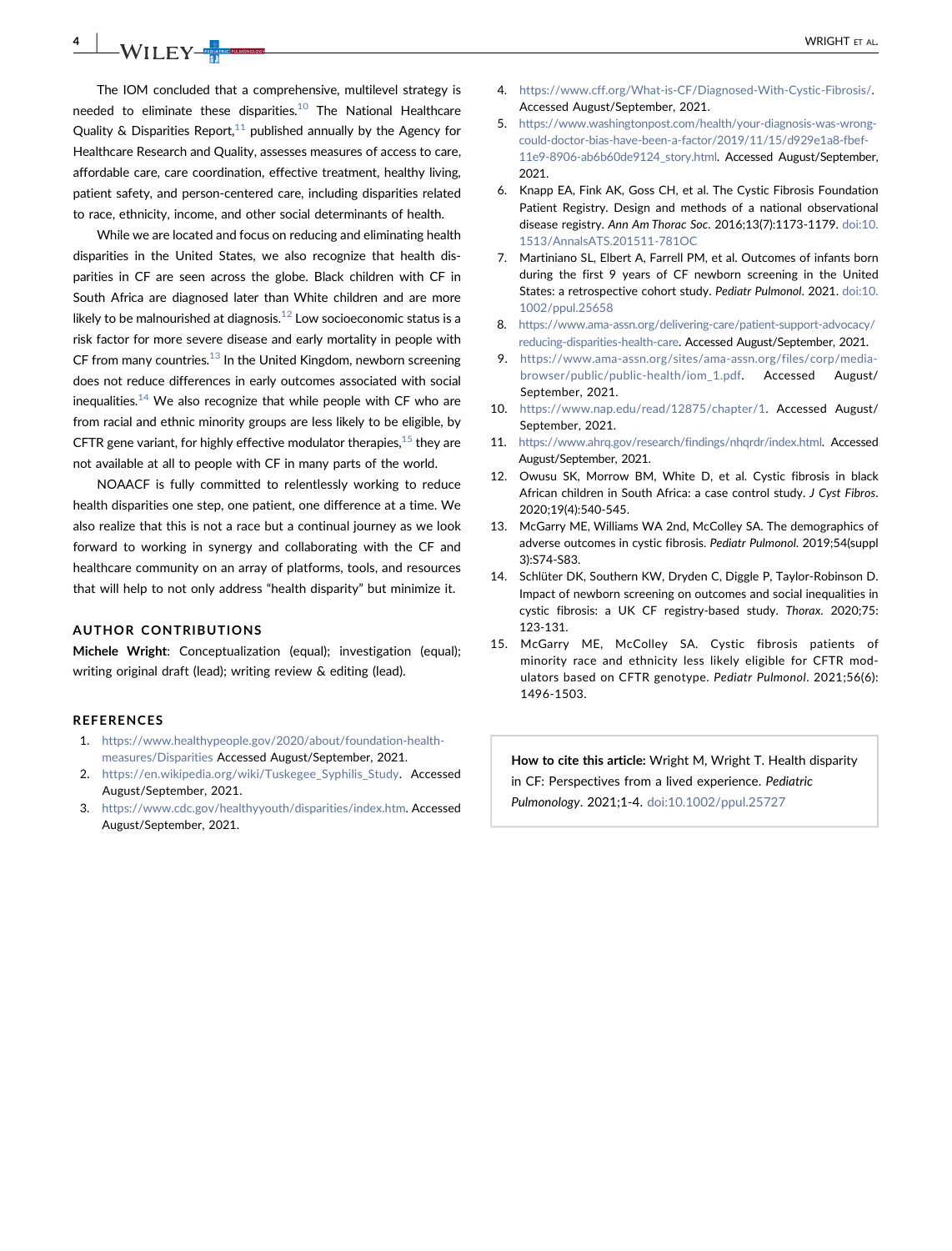The IOM concluded that a comprehensive, multilevel strategy is needed to eliminate these disparities.[10] The National Healthcare Quality & Disparities Report,[11] published annually by the Agency for Healthcare Research and Quality, assesses measures of access to care, affordable care, care coordination, effective treatment, healthy living, patient safety, and person-centered care, including disparities related to race, ethnicity, income, and other social determinants of health.

While we are located and focus on reducing and eliminating health disparities in the United States, we also recognize that health disparities in CF are seen across the globe. Black children with CF in South Africa are diagnosed later than White children and are more likely to be malnourished at diagnosis.[12] Low socioeconomic status is a risk factor for more severe disease and early mortality in people with CF from many countries.[13] In the United Kingdom, newborn screening does not reduce differences in early outcomes associated with social inequalities.[14] We also recognize that while people with CF who are from racial and ethnic minority groups are less likely to be eligible, by CFTR gene variant, for highly effective modulator therapies,[15] they are not available at all to people with CF in many parts of the world.

NOAACF is fully committed to relentlessly working to reduce health disparities one step, one patient, one difference at a time. We also realize that this is not a race but a continual journey as we look forward to working in synergy and collaborating with the CF and healthcare community on an array of platforms, tools, and resources that will help to not only address "health disparity" but minimize it.

## AUTHOR CONTRIBUTIONS

**Michele Wright**: Conceptualization (equal); investigation (equal); writing original draft (lead); writing review & editing (lead).

## REFERENCES

1. https://www.healthypeople.gov/2020/about/foundation-health-measures/Disparities Accessed August/September, 2021.
2. https://en.wikipedia.org/wiki/Tuskegee_Syphilis_Study. Accessed August/September, 2021.
3. https://www.cdc.gov/healthyyouth/disparities/index.htm. Accessed August/September, 2021.
4. https://www.cff.org/What-is-CF/Diagnosed-With-Cystic-Fibrosis/. Accessed August/September, 2021.
5. https://www.washingtonpost.com/health/your-diagnosis-was-wrong-could-doctor-bias-have-been-a-factor/2019/11/15/d929e1a8-fbef-11e9-8906-ab6b60de9124_story.html. Accessed August/September, 2021.
6. Knapp EA, Fink AK, Goss CH, et al. The Cystic Fibrosis Foundation Patient Registry. Design and methods of a national observational disease registry. *Ann Am Thorac Soc*. 2016;13(7):1173-1179. doi:10.1513/AnnalsATS.201511-781OC
7. Martiniano SL, Elbert A, Farrell PM, et al. Outcomes of infants born during the first 9 years of CF newborn screening in the United States: a retrospective cohort study. *Pediatr Pulmonol*. 2021. doi:10.1002/ppul.25658
8. https://www.ama-assn.org/delivering-care/patient-support-advocacy/reducing-disparities-health-care. Accessed August/September, 2021.
9. https://www.ama-assn.org/sites/ama-assn.org/files/corp/media-browser/public/public-health/iom_1.pdf. Accessed August/September, 2021.
10. https://www.nap.edu/read/12875/chapter/1. Accessed August/September, 2021.
11. https://www.ahrq.gov/research/findings/nhqrdr/index.html. Accessed August/September, 2021.
12. Owusu SK, Morrow BM, White D, et al. Cystic fibrosis in black African children in South Africa: a case control study. *J Cyst Fibros*. 2020;19(4):540-545.
13. McGarry ME, Williams WA 2nd, McColley SA. The demographics of adverse outcomes in cystic fibrosis. *Pediatr Pulmonol*. 2019;54(suppl 3):S74-S83.
14. Schlüter DK, Southern KW, Dryden C, Diggle P, Taylor-Robinson D. Impact of newborn screening on outcomes and social inequalities in cystic fibrosis: a UK CF registry-based study. *Thorax*. 2020;75:123-131.
15. McGarry ME, McColley SA. Cystic fibrosis patients of minority race and ethnicity less likely eligible for CFTR modulators based on CFTR genotype. *Pediatr Pulmonol*. 2021;56(6):1496-1503.

**How to cite this article:** Wright M, Wright T. Health disparity in CF: Perspectives from a lived experience. *Pediatric Pulmonology*. 2021;1-4. doi:10.1002/ppul.25727